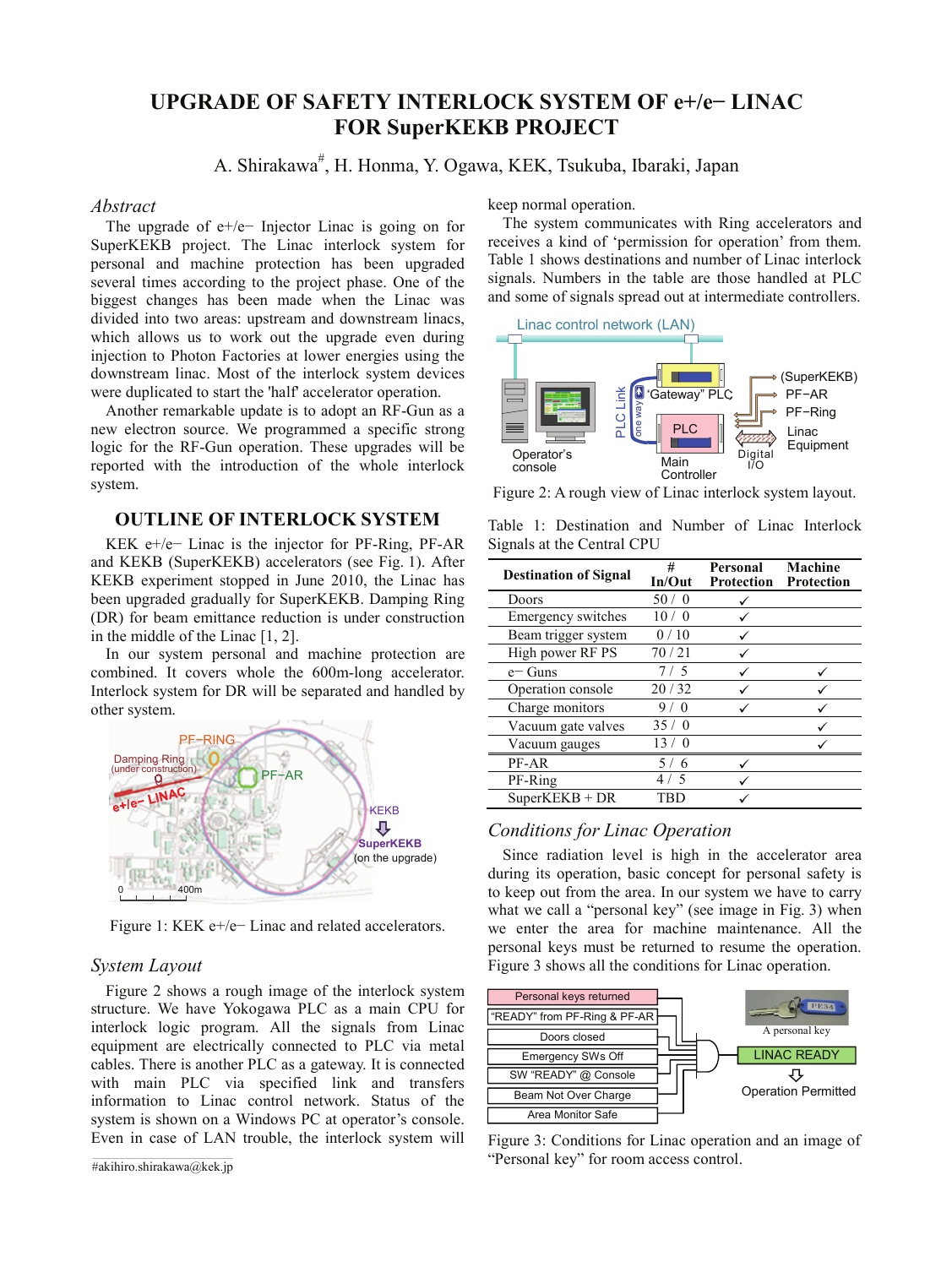# UPGRADE OF SAFETY INTERLOCK SYSTEM OF e+/e− LINAC FOR SuperKEKB PROJECT

A. Shirakawa#, H. Honma, Y. Ogawa, KEK, Tsukuba, Ibaraki, Japan

## *Abstract*

The upgrade of e+/e− Injector Linac is going on for SuperKEKB project. The Linac interlock system for personal and machine protection has been upgraded several times according to the project phase. One of the biggest changes has been made when the Linac was divided into two areas: upstream and downstream linacs, which allows us to work out the upgrade even during injection to Photon Factories at lower energies using the downstream linac. Most of the interlock system devices were duplicated to start the 'half' accelerator operation.

Another remarkable update is to adopt an RF-Gun as a new electron source. We programmed a specific strong logic for the RF-Gun operation. These upgrades will be reported with the introduction of the whole interlock system.

## OUTLINE OF INTERLOCK SYSTEM

KEK e+/e− Linac is the injector for PF-Ring, PF-AR and KEKB (SuperKEKB) accelerators (see Fig. 1). After KEKB experiment stopped in June 2010, the Linac has been upgraded gradually for SuperKEKB. Damping Ring (DR) for beam emittance reduction is under construction in the middle of the Linac [1, 2].

In our system personal and machine protection are combined. It covers whole the 600m-long accelerator. Interlock system for DR will be separated and handled by other system.

Figure 1: KEK e+/e− Linac and related accelerators.

### *System Layout*

Figure 2 shows a rough image of the interlock system structure. We have Yokogawa PLC as a main CPU for interlock logic program. All the signals from Linac equipment are electrically connected to PLC via metal cables. There is another PLC as a gateway. It is connected with main PLC via specified link and transfers information to Linac control network. Status of the system is shown on a Windows PC at operator's console. Even in case of LAN trouble, the interlock system will keep normal operation.

The system communicates with Ring accelerators and receives a kind of 'permission for operation' from them. Table 1 shows destinations and number of Linac interlock signals. Numbers in the table are those handled at PLC and some of signals spread out at intermediate controllers.

Figure 2: A rough view of Linac interlock system layout.

Table 1: Destination and Number of Linac Interlock Signals at the Central CPU

| Destination of Signal | # In/Out | Personal Protection | Machine Protection |
|---|---|---|---|
| Doors | 50 / 0 | ✓ | |
| Emergency switches | 10 / 0 | ✓ | |
| Beam trigger system | 0 / 10 | ✓ | |
| High power RF PS | 70 / 21 | ✓ | |
| e− Guns | 7 / 5 | ✓ | ✓ |
| Operation console | 20 / 32 | ✓ | ✓ |
| Charge monitors | 9 / 0 | ✓ | ✓ |
| Vacuum gate valves | 35 / 0 | | ✓ |
| Vacuum gauges | 13 / 0 | | ✓ |
| PF-AR | 5 / 6 | ✓ | |
| PF-Ring | 4 / 5 | ✓ | |
| SuperKEKB + DR | TBD | ✓ | |

### *Conditions for Linac Operation*

Since radiation level is high in the accelerator area during its operation, basic concept for personal safety is to keep out from the area. In our system we have to carry what we call a "personal key" (see image in Fig. 3) when we enter the area for machine maintenance. All the personal keys must be returned to resume the operation. Figure 3 shows all the conditions for Linac operation.

Figure 3: Conditions for Linac operation and an image of "Personal key" for room access control.

#akihiro.shirakawa@kek.jp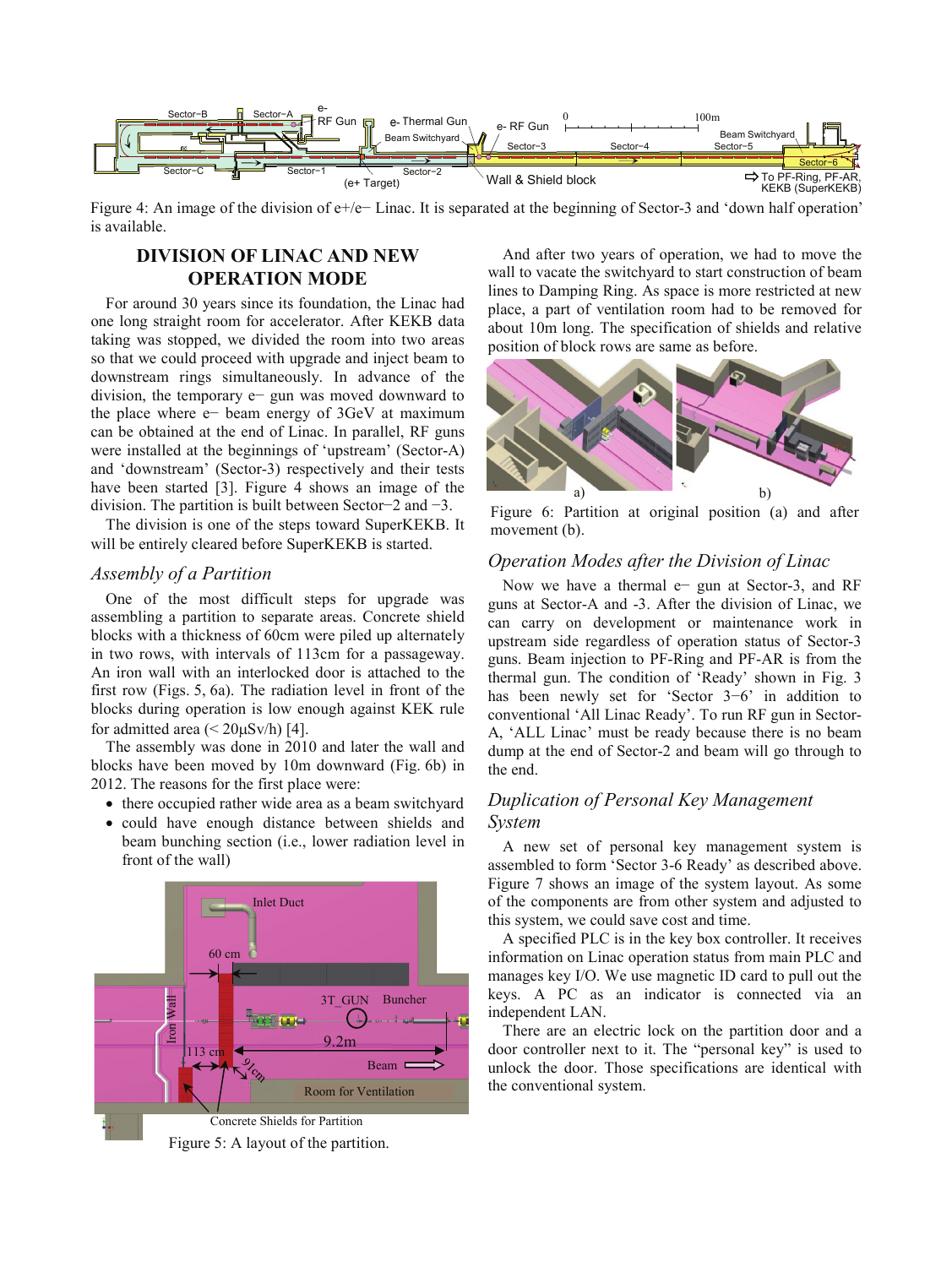Figure 4: An image of the division of e+/e− Linac. It is separated at the beginning of Sector-3 and 'down half operation' is available.

## DIVISION OF LINAC AND NEW OPERATION MODE

For around 30 years since its foundation, the Linac had one long straight room for accelerator. After KEKB data taking was stopped, we divided the room into two areas so that we could proceed with upgrade and inject beam to downstream rings simultaneously. In advance of the division, the temporary e− gun was moved downward to the place where e− beam energy of 3GeV at maximum can be obtained at the end of Linac. In parallel, RF guns were installed at the beginnings of 'upstream' (Sector-A) and 'downstream' (Sector-3) respectively and their tests have been started [3]. Figure 4 shows an image of the division. The partition is built between Sector−2 and −3.

The division is one of the steps toward SuperKEKB. It will be entirely cleared before SuperKEKB is started.

### *Assembly of a Partition*

One of the most difficult steps for upgrade was assembling a partition to separate areas. Concrete shield blocks with a thickness of 60cm were piled up alternately in two rows, with intervals of 113cm for a passageway. An iron wall with an interlocked door is attached to the first row (Figs. 5, 6a). The radiation level in front of the blocks during operation is low enough against KEK rule for admitted area (< 20μSv/h) [4].

The assembly was done in 2010 and later the wall and blocks have been moved by 10m downward (Fig. 6b) in 2012. The reasons for the first place were:

- there occupied rather wide area as a beam switchyard
- could have enough distance between shields and beam bunching section (i.e., lower radiation level in front of the wall)

Figure 5: A layout of the partition.

And after two years of operation, we had to move the wall to vacate the switchyard to start construction of beam lines to Damping Ring. As space is more restricted at new place, a part of ventilation room had to be removed for about 10m long. The specification of shields and relative position of block rows are same as before.

Figure 6: Partition at original position (a) and after movement (b).

### *Operation Modes after the Division of Linac*

Now we have a thermal e− gun at Sector-3, and RF guns at Sector-A and -3. After the division of Linac, we can carry on development or maintenance work in upstream side regardless of operation status of Sector-3 guns. Beam injection to PF-Ring and PF-AR is from the thermal gun. The condition of 'Ready' shown in Fig. 3 has been newly set for 'Sector 3−6' in addition to conventional 'All Linac Ready'. To run RF gun in Sector-A, 'ALL Linac' must be ready because there is no beam dump at the end of Sector-2 and beam will go through to the end.

### *Duplication of Personal Key Management System*

A new set of personal key management system is assembled to form 'Sector 3-6 Ready' as described above. Figure 7 shows an image of the system layout. As some of the components are from other system and adjusted to this system, we could save cost and time.

A specified PLC is in the key box controller. It receives information on Linac operation status from main PLC and manages key I/O. We use magnetic ID card to pull out the keys. A PC as an indicator is connected via an independent LAN.

There are an electric lock on the partition door and a door controller next to it. The "personal key" is used to unlock the door. Those specifications are identical with the conventional system.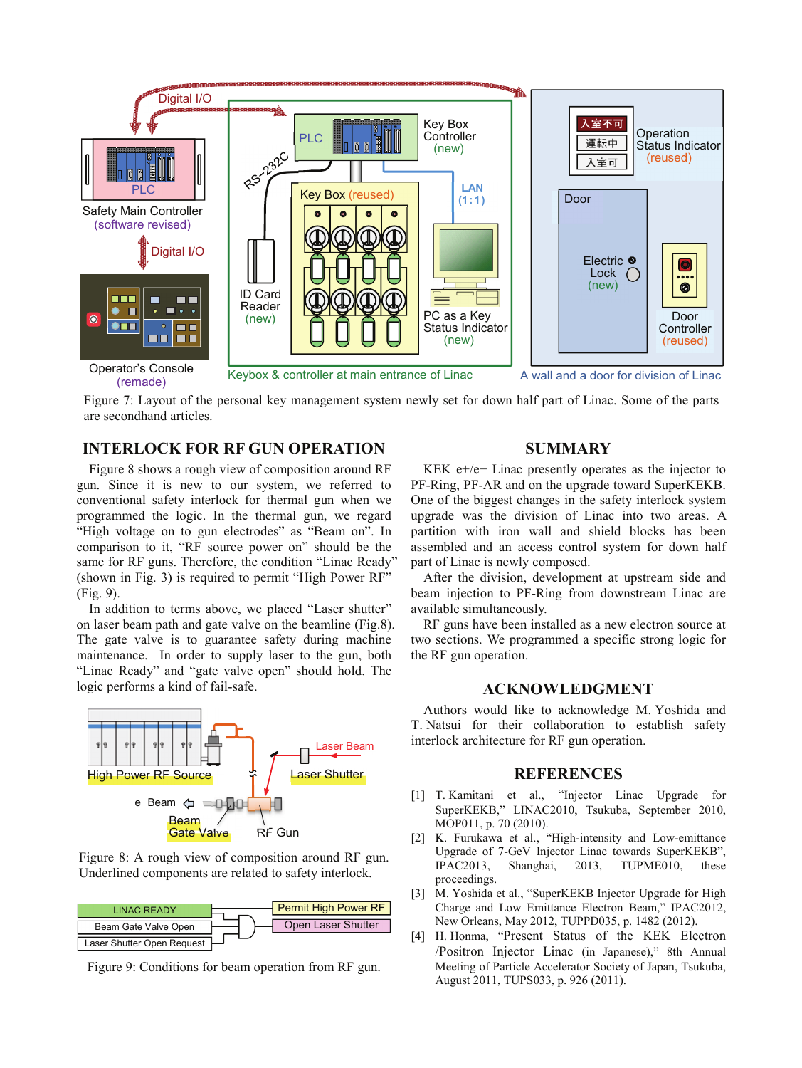Digital I/O

PLC

Safety Main Controller
(software revised)

Digital I/O

Operator's Console
(remade)

PLC

Key Box
Controller
(new)

RS-232C

LAN
(1:1)

Key Box (reused)

ID Card
Reader
(new)

PC as a Key
Status Indicator
(new)

Keybox & controller at main entrance of Linac

入室不可
運転中
入室可

Operation
Status Indicator
(reused)

Door

Electric
Lock
(new)

Door
Controller
(reused)

A wall and a door for division of Linac

Figure 7: Layout of the personal key management system newly set for down half part of Linac. Some of the parts are secondhand articles.

## INTERLOCK FOR RF GUN OPERATION

Figure 8 shows a rough view of composition around RF gun. Since it is new to our system, we referred to conventional safety interlock for thermal gun when we programmed the logic. In the thermal gun, we regard "High voltage on to gun electrodes" as "Beam on". In comparison to it, "RF source power on" should be the same for RF guns. Therefore, the condition "Linac Ready" (shown in Fig. 3) is required to permit "High Power RF" (Fig. 9).

In addition to terms above, we placed "Laser shutter" on laser beam path and gate valve on the beamline (Fig.8). The gate valve is to guarantee safety during machine maintenance. In order to supply laser to the gun, both "Linac Ready" and "gate valve open" should hold. The logic performs a kind of fail-safe.

High Power RF Source

Laser Beam

Laser Shutter

e⁻ Beam

Beam
Gate Valve

RF Gun

Figure 8: A rough view of composition around RF gun. Underlined components are related to safety interlock.

LINAC READY

Beam Gate Valve Open

Laser Shutter Open Request

Permit High Power RF

Open Laser Shutter

Figure 9: Conditions for beam operation from RF gun.

## SUMMARY

KEK e+/e− Linac presently operates as the injector to PF-Ring, PF-AR and on the upgrade toward SuperKEKB. One of the biggest changes in the safety interlock system upgrade was the division of Linac into two areas. A partition with iron wall and shield blocks has been assembled and an access control system for down half part of Linac is newly composed.

After the division, development at upstream side and beam injection to PF-Ring from downstream Linac are available simultaneously.

RF guns have been installed as a new electron source at two sections. We programmed a specific strong logic for the RF gun operation.

## ACKNOWLEDGMENT

Authors would like to acknowledge M. Yoshida and T. Natsui for their collaboration to establish safety interlock architecture for RF gun operation.

## REFERENCES

[1] T. Kamitani et al., "Injector Linac Upgrade for SuperKEKB," LINAC2010, Tsukuba, September 2010, MOP011, p. 70 (2010).

[2] K. Furukawa et al., "High-intensity and Low-emittance Upgrade of 7-GeV Injector Linac towards SuperKEKB", IPAC2013, Shanghai, 2013, TUPME010, these proceedings.

[3] M. Yoshida et al., "SuperKEKB Injector Upgrade for High Charge and Low Emittance Electron Beam," IPAC2012, New Orleans, May 2012, TUPPD035, p. 1482 (2012).

[4] H. Honma, "Present Status of the KEK Electron /Positron Injector Linac (in Japanese)," 8th Annual Meeting of Particle Accelerator Society of Japan, Tsukuba, August 2011, TUPS033, p. 926 (2011).